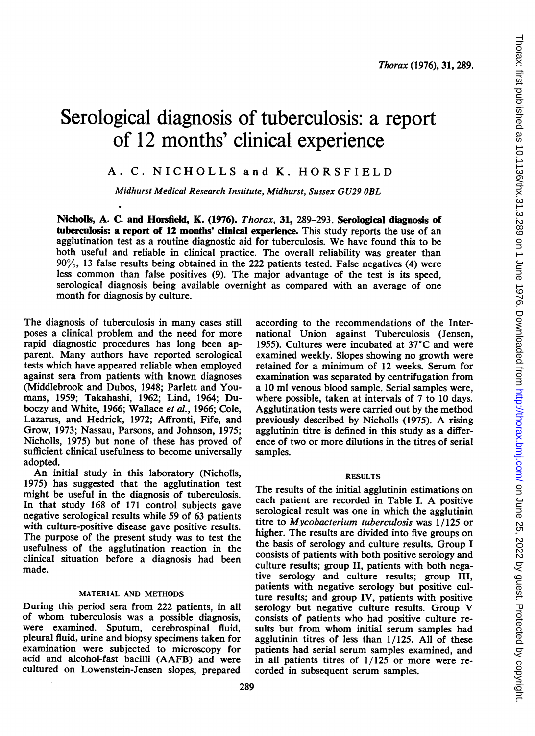# Serological diagnosis of tuberculosis: a report of 12 months' clinical experience

A. C. NICHOLLS and K. HORSFIELD

*Midhurst Medical Research Institute, Midhurst, Sussex GU29 0BL*

**Nicholls, A. C. and Horsfield, K. (1976).** *Thorax*, **31**, 289–293. **Serological diagnosis of tuberculosis: a report of 12 months' clinical experience.** This study reports the use of an agglutination test as a routine diagnostic aid for tuberculosis. We have found this to be both useful and reliable in clinical practice. The overall reliability was greater than 90%, 13 false results being obtained in the 222 patients tested. False negatives (4) were less common than false positives (9). The major advantage of the test is its speed, serological diagnosis being available overnight as compared with an average of one month for diagnosis by culture.

The diagnosis of tuberculosis in many cases still poses a clinical problem and the need for more rapid diagnostic procedures has long been apparent. Many authors have reported serological tests which have appeared reliable when employed against sera from patients with known diagnoses (Middlebrook and Dubos, 1948; Parlett and Youmans, 1959; Takahashi, 1962; Lind, 1964; Duboczy and White, 1966; Wallace *et al.*, 1966; Cole, Lazarus, and Hedrick, 1972; Affronti, Fife, and Grow, 1973; Nassau, Parsons, and Johnson, 1975; Nicholls, 1975) but none of these has proved of sufficient clinical usefulness to become universally adopted.

An initial study in this laboratory (Nicholls, 1975) has suggested that the agglutination test might be useful in the diagnosis of tuberculosis. In that study 168 of 171 control subjects gave negative serological results while 59 of 63 patients with culture-positive disease gave positive results. The purpose of the present study was to test the usefulness of the agglutination reaction in the clinical situation before a diagnosis had been made.

## MATERIAL AND METHODS

During this period sera from 222 patients, in all of whom tuberculosis was a possible diagnosis, were examined. Sputum, cerebrospinal fluid, pleural fluid, urine and biopsy specimens taken for examination were subjected to microscopy for acid and alcohol-fast bacilli (AAFB) and were cultured on Lowenstein-Jensen slopes, prepared according to the recommendations of the International Union against Tuberculosis (Jensen, 1955). Cultures were incubated at 37°C and were examined weekly. Slopes showing no growth were retained for a minimum of 12 weeks. Serum for examination was separated by centrifugation from a 10 ml venous blood sample. Serial samples were, where possible, taken at intervals of 7 to 10 days. Agglutination tests were carried out by the method previously described by Nicholls (1975). A rising agglutinin titre is defined in this study as a difference of two or more dilutions in the titres of serial samples.

## RESULTS

The results of the initial agglutinin estimations on each patient are recorded in Table I. A positive serological result was one in which the agglutinin titre to *Mycobacterium tuberculosis* was 1/125 or higher. The results are divided into five groups on the basis of serology and culture results. Group I consists of patients with both positive serology and culture results; group II, patients with both negative serology and culture results; group III, patients with negative serology but positive culture results; and group IV, patients with positive serology but negative culture results. Group V consists of patients who had positive culture results but from whom initial serum samples had agglutinin titres of less than 1/125. All of these patients had serial serum samples examined, and in all patients titres of 1/125 or more were recorded in subsequent serum samples.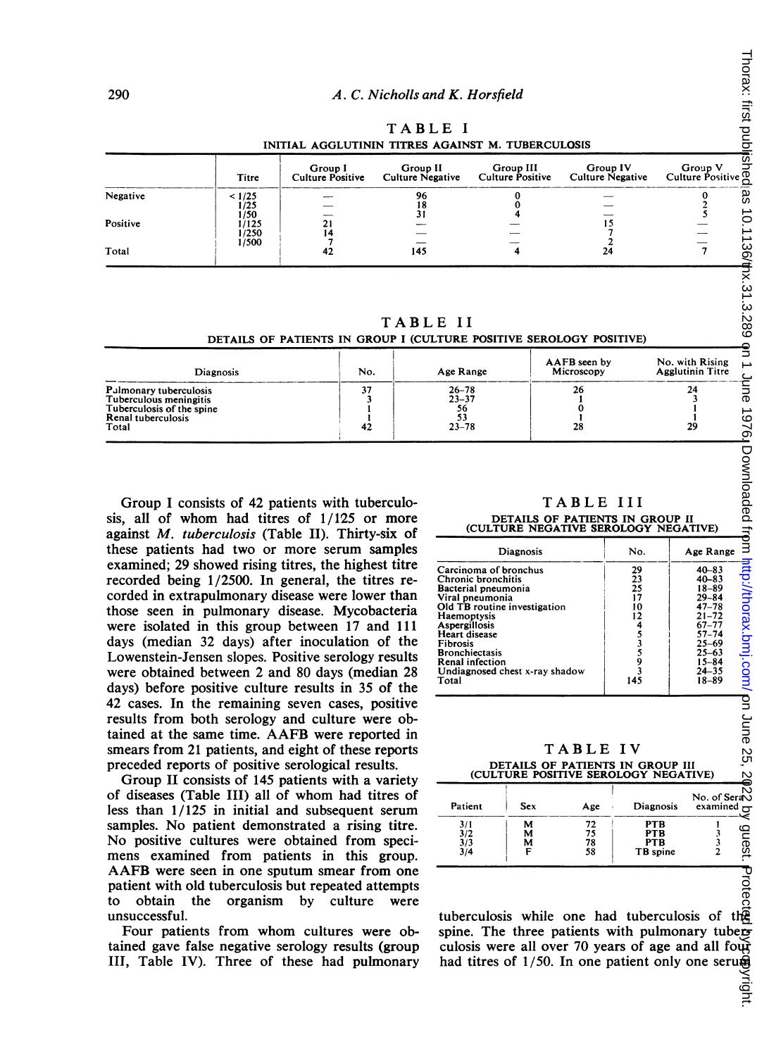TABLE I

INITIAL AGGLUTININ TITRES AGAINST M. TUBERCULOSIS

| | Titre | Group I Culture Positive | Group II Culture Negative | Group III Culture Positive | Group IV Culture Negative | Group V Culture Positive |
|---|---|---|---|---|---|---|
| Negative | < 1/25 | — | 96 | 0 | — | 0 |
| | 1/25 | — | 18 | 0 | — | 2 |
| | 1/50 | — | 31 | 4 | — | 5 |
| Positive | 1/125 | 21 | — | — | 15 | — |
| | 1/250 | 14 | — | — | 7 | — |
| | 1/500 | 7 | — | — | 2 | — |
| Total | | 42 | 145 | 4 | 24 | 7 |

TABLE II

DETAILS OF PATIENTS IN GROUP I (CULTURE POSITIVE SEROLOGY POSITIVE)

| Diagnosis | No. | Age Range | AAFB seen by Microscopy | No. with Rising Agglutinin Titre |
|---|---|---|---|---|
| Pulmonary tuberculosis | 37 | 26–78 | 26 | 24 |
| Tuberculous meningitis | 3 | 23–37 | 1 | 3 |
| Tuberculosis of the spine | 1 | 56 | 0 | 1 |
| Renal tuberculosis | 1 | 53 | 1 | 1 |
| Total | 42 | 23–78 | 28 | 29 |

Group I consists of 42 patients with tuberculosis, all of whom had titres of 1/125 or more against *M. tuberculosis* (Table II). Thirty-six of these patients had two or more serum samples examined; 29 showed rising titres, the highest titre recorded being 1/2500. In general, the titres recorded in extrapulmonary disease were lower than those seen in pulmonary disease. Mycobacteria were isolated in this group between 17 and 111 days (median 32 days) after inoculation of the Lowenstein-Jensen slopes. Positive serology results were obtained between 2 and 80 days (median 28 days) before positive culture results in 35 of the 42 cases. In the remaining seven cases, positive results from both serology and culture were obtained at the same time. AAFB were reported in smears from 21 patients, and eight of these reports preceded reports of positive serological results.

Group II consists of 145 patients with a variety of diseases (Table III) all of whom had titres of less than 1/125 in initial and subsequent serum samples. No patient demonstrated a rising titre. No positive cultures were obtained from specimens examined from patients in this group. AAFB were seen in one sputum smear from one patient with old tuberculosis but repeated attempts to obtain the organism by culture were unsuccessful.

Four patients from whom cultures were obtained gave false negative serology results (group III, Table IV). Three of these had pulmonary tuberculosis while one had tuberculosis of the spine. The three patients with pulmonary tuberculosis were all over 70 years of age and all four had titres of 1/50. In one patient only one serum

TABLE III

DETAILS OF PATIENTS IN GROUP II (CULTURE NEGATIVE SEROLOGY NEGATIVE)

| Diagnosis | No. | Age Range |
|---|---|---|
| Carcinoma of bronchus | 29 | 40–83 |
| Chronic bronchitis | 23 | 40–83 |
| Bacterial pneumonia | 25 | 18–89 |
| Viral pneumonia | 17 | 29–84 |
| Old TB routine investigation | 10 | 47–78 |
| Haemoptysis | 12 | 21–72 |
| Aspergillosis | 4 | 67–77 |
| Heart disease | 5 | 57–74 |
| Fibrosis | 3 | 25–69 |
| Bronchiectasis | 5 | 25–63 |
| Renal infection | 9 | 15–84 |
| Undiagnosed chest x-ray shadow | 3 | 24–35 |
| Total | 145 | 18–89 |

TABLE IV

DETAILS OF PATIENTS IN GROUP III (CULTURE POSITIVE SEROLOGY NEGATIVE)

| Patient | Sex | Age | Diagnosis | No. of Sera examined |
|---|---|---|---|---|
| 3/1 | M | 72 | PTB | 1 |
| 3/2 | M | 75 | PTB | 3 |
| 3/3 | M | 78 | PTB | 3 |
| 3/4 | F | 58 | TB spine | 2 |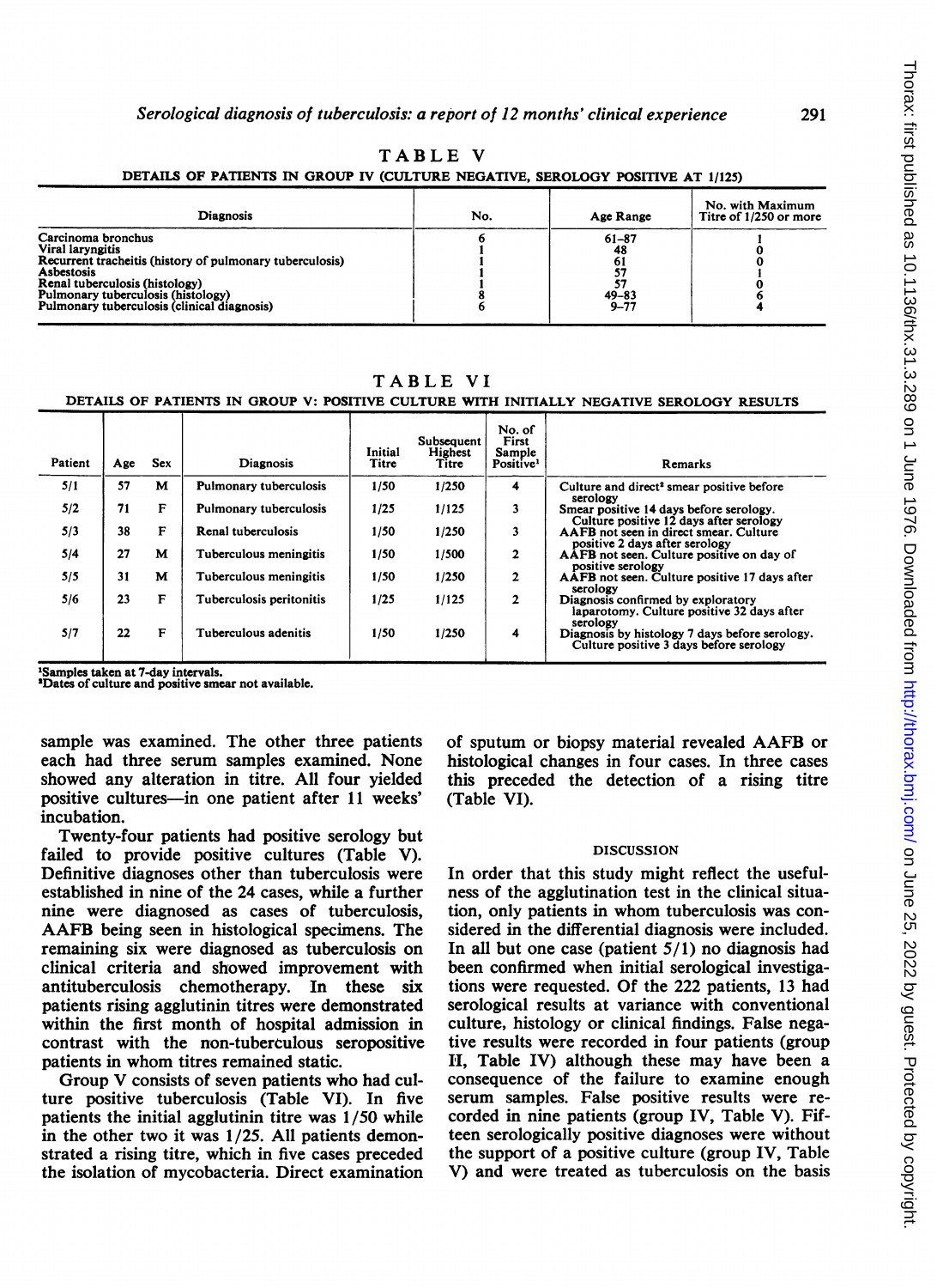TABLE V

DETAILS OF PATIENTS IN GROUP IV (CULTURE NEGATIVE, SEROLOGY POSITIVE AT 1/125)

| Diagnosis | No. | Age Range | No. with Maximum Titre of 1/250 or more |
|---|---|---|---|
| Carcinoma bronchus | 6 | 61–87 | 1 |
| Viral laryngitis | 1 | 48 | 0 |
| Recurrent tracheitis (history of pulmonary tuberculosis) | 1 | 61 | 0 |
| Asbestosis | 1 | 57 | 1 |
| Renal tuberculosis (histology) | 1 | 57 | 0 |
| Pulmonary tuberculosis (histology) | 8 | 49–83 | 6 |
| Pulmonary tuberculosis (clinical diagnosis) | 6 | 9–77 | 4 |

TABLE VI

DETAILS OF PATIENTS IN GROUP V: POSITIVE CULTURE WITH INITIALLY NEGATIVE SEROLOGY RESULTS

| Patient | Age | Sex | Diagnosis | Initial Titre | Subsequent Highest Titre | No. of First Sample Positive[1] | Remarks |
|---|---|---|---|---|---|---|---|
| 5/1 | 57 | M | Pulmonary tuberculosis | 1/50 | 1/250 | 4 | Culture and direct[2] smear positive before serology |
| 5/2 | 71 | F | Pulmonary tuberculosis | 1/25 | 1/125 | 3 | Smear positive 14 days before serology. Culture positive 12 days after serology |
| 5/3 | 38 | F | Renal tuberculosis | 1/50 | 1/250 | 3 | AAFB not seen in direct smear. Culture positive 2 days after serology |
| 5/4 | 27 | M | Tuberculous meningitis | 1/50 | 1/500 | 2 | AAFB not seen. Culture positive on day of positive serology |
| 5/5 | 31 | M | Tuberculous meningitis | 1/50 | 1/250 | 2 | AAFB not seen. Culture positive 17 days after serology |
| 5/6 | 23 | F | Tuberculosis peritonitis | 1/25 | 1/125 | 2 | Diagnosis confirmed by exploratory laparotomy. Culture positive 32 days after serology |
| 5/7 | 22 | F | Tuberculous adenitis | 1/50 | 1/250 | 4 | Diagnosis by histology 7 days before serology. Culture positive 3 days before serology |

[1]Samples taken at 7-day intervals.
[2]Dates of culture and positive smear not available.

sample was examined. The other three patients each had three serum samples examined. None showed any alteration in titre. All four yielded positive cultures—in one patient after 11 weeks' incubation.

Twenty-four patients had positive serology but failed to provide positive cultures (Table V). Definitive diagnoses other than tuberculosis were established in nine of the 24 cases, while a further nine were diagnosed as cases of tuberculosis, AAFB being seen in histological specimens. The remaining six were diagnosed as tuberculosis on clinical criteria and showed improvement with antituberculosis chemotherapy. In these six patients rising agglutinin titres were demonstrated within the first month of hospital admission in contrast with the non-tuberculous seropositive patients in whom titres remained static.

Group V consists of seven patients who had culture positive tuberculosis (Table VI). In five patients the initial agglutinin titre was 1/50 while in the other two it was 1/25. All patients demonstrated a rising titre, which in five cases preceded the isolation of mycobacteria. Direct examination of sputum or biopsy material revealed AAFB or histological changes in four cases. In three cases this preceded the detection of a rising titre (Table VI).

## DISCUSSION

In order that this study might reflect the usefulness of the agglutination test in the clinical situation, only patients in whom tuberculosis was considered in the differential diagnosis were included. In all but one case (patient 5/1) no diagnosis had been confirmed when initial serological investigations were requested. Of the 222 patients, 13 had serological results at variance with conventional culture, histology or clinical findings. False negative results were recorded in four patients (group II, Table IV) although these may have been a consequence of the failure to examine enough serum samples. False positive results were recorded in nine patients (group IV, Table V). Fifteen serologically positive diagnoses were without the support of a positive culture (group IV, Table V) and were treated as tuberculosis on the basis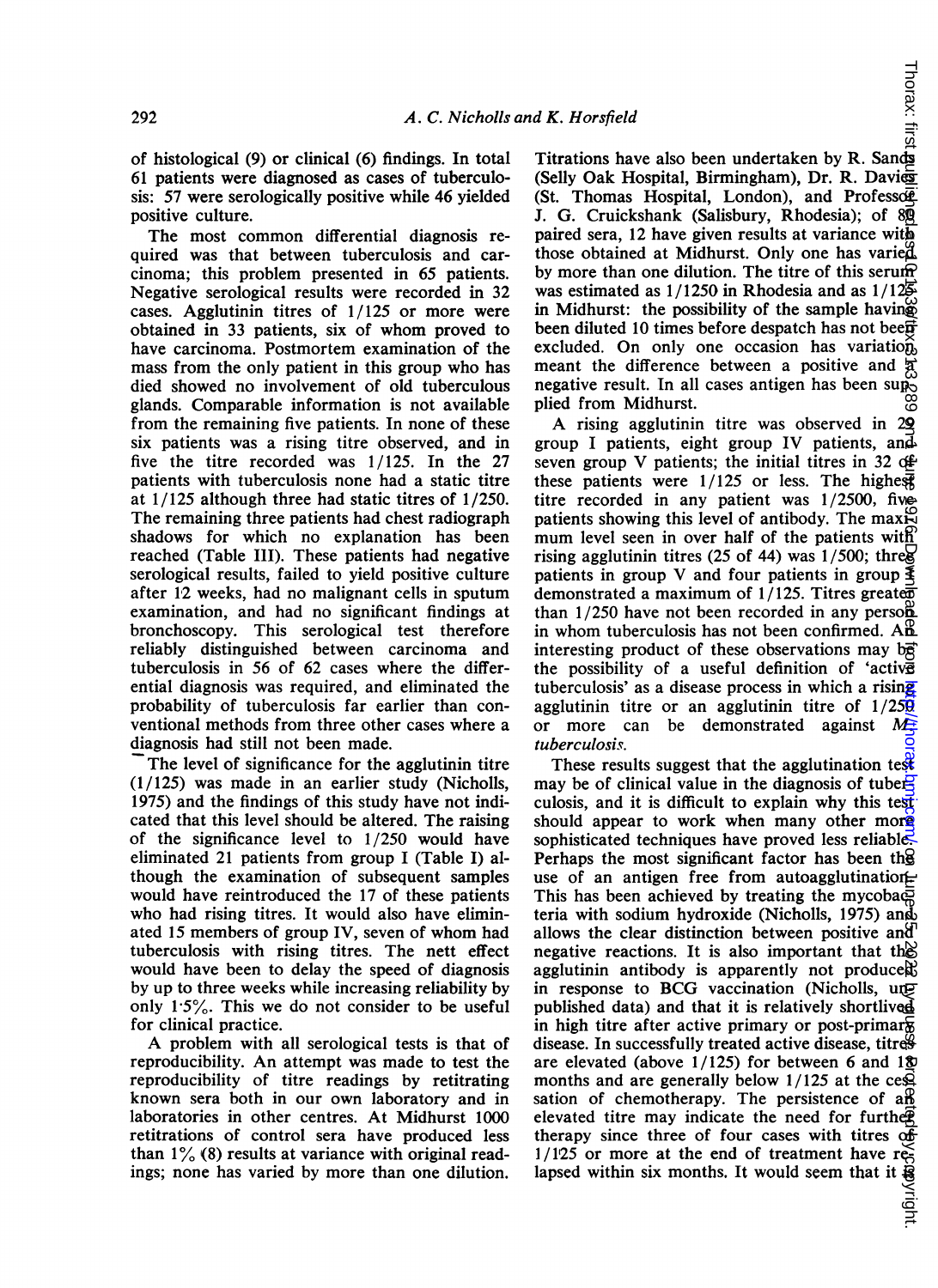of histological (9) or clinical (6) findings. In total 61 patients were diagnosed as cases of tuberculosis: 57 were serologically positive while 46 yielded positive culture.

The most common differential diagnosis required was that between tuberculosis and carcinoma; this problem presented in 65 patients. Negative serological results were recorded in 32 cases. Agglutinin titres of 1/125 or more were obtained in 33 patients, six of whom proved to have carcinoma. Postmortem examination of the mass from the only patient in this group who has died showed no involvement of old tuberculous glands. Comparable information is not available from the remaining five patients. In none of these six patients was a rising titre observed, and in five the titre recorded was 1/125. In the 27 patients with tuberculosis none had a static titre at 1/125 although three had static titres of 1/250. The remaining three patients had chest radiograph shadows for which no explanation has been reached (Table III). These patients had negative serological results, failed to yield positive culture after 12 weeks, had no malignant cells in sputum examination, and had no significant findings at bronchoscopy. This serological test therefore reliably distinguished between carcinoma and tuberculosis in 56 of 62 cases where the differential diagnosis was required, and eliminated the probability of tuberculosis far earlier than conventional methods from three other cases where a diagnosis had still not been made.

The level of significance for the agglutinin titre (1/125) was made in an earlier study (Nicholls, 1975) and the findings of this study have not indicated that this level should be altered. The raising of the significance level to 1/250 would have eliminated 21 patients from group I (Table I) although the examination of subsequent samples would have reintroduced the 17 of these patients who had rising titres. It would also have eliminated 15 members of group IV, seven of whom had tuberculosis with rising titres. The nett effect would have been to delay the speed of diagnosis by up to three weeks while increasing reliability by only 1·5%. This we do not consider to be useful for clinical practice.

A problem with all serological tests is that of reproducibility. An attempt was made to test the reproducibility of titre readings by retitrating known sera both in our own laboratory and in laboratories in other centres. At Midhurst 1000 retitrations of control sera have produced less than 1% (8) results at variance with original readings; none has varied by more than one dilution. Titrations have also been undertaken by R. Sands (Selly Oak Hospital, Birmingham), Dr. R. Davies (St. Thomas Hospital, London), and Professor J. G. Cruickshank (Salisbury, Rhodesia); of 80 paired sera, 12 have given results at variance with those obtained at Midhurst. Only one has varied by more than one dilution. The titre of this serum was estimated as 1/1250 in Rhodesia and as 1/125 in Midhurst: the possibility of the sample having been diluted 10 times before despatch has not been excluded. On only one occasion has variation meant the difference between a positive and a negative result. In all cases antigen has been supplied from Midhurst.

A rising agglutinin titre was observed in 29 group I patients, eight group IV patients, and seven group V patients; the initial titres in 32 of these patients were 1/125 or less. The highest titre recorded in any patient was 1/2500, five patients showing this level of antibody. The maximum level seen in over half of the patients with rising agglutinin titres (25 of 44) was 1/500; three patients in group V and four patients in group I demonstrated a maximum of 1/125. Titres greater than 1/250 have not been recorded in any person in whom tuberculosis has not been confirmed. An interesting product of these observations may be the possibility of a useful definition of 'active tuberculosis' as a disease process in which a rising agglutinin titre or an agglutinin titre of 1/250 or more can be demonstrated against *M. tuberculosis*.

These results suggest that the agglutination test may be of clinical value in the diagnosis of tuberculosis, and it is difficult to explain why this test should appear to work when many other more sophisticated techniques have proved less reliable. Perhaps the most significant factor has been the use of an antigen free from autoagglutination. This has been achieved by treating the mycobacteria with sodium hydroxide (Nicholls, 1975) and allows the clear distinction between positive and negative reactions. It is also important that the agglutinin antibody is apparently not produced in response to BCG vaccination (Nicholls, unpublished data) and that it is relatively shortlived in high titre after active primary or post-primary disease. In successfully treated active disease, titres are elevated (above 1/125) for between 6 and 18 months and are generally below 1/125 at the cessation of chemotherapy. The persistence of an elevated titre may indicate the need for further therapy since three of four cases with titres of 1/125 or more at the end of treatment have relapsed within six months. It would seem that it is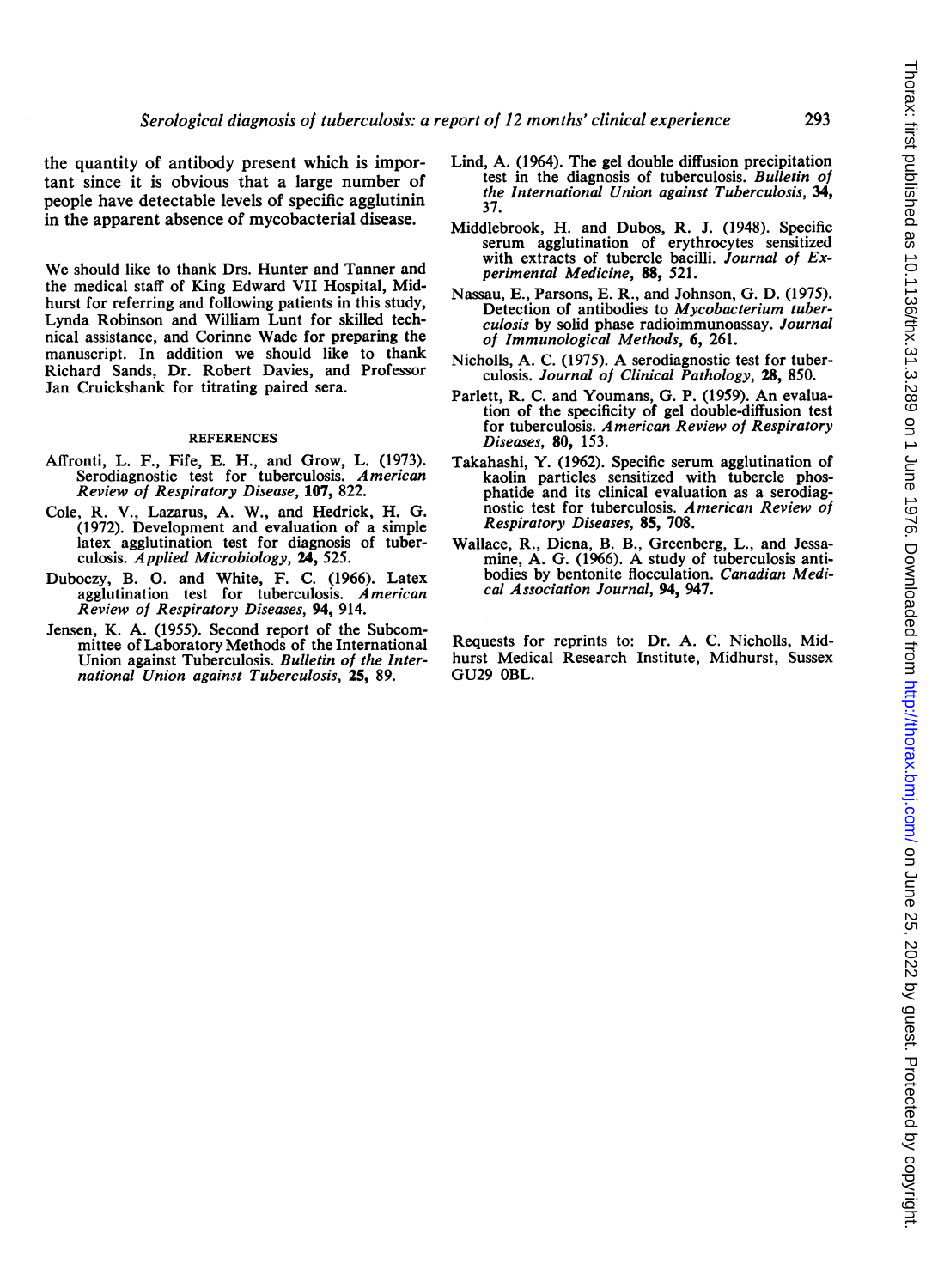the quantity of antibody present which is important since it is obvious that a large number of people have detectable levels of specific agglutinin in the apparent absence of mycobacterial disease.

We should like to thank Drs. Hunter and Tanner and the medical staff of King Edward VII Hospital, Midhurst for referring and following patients in this study, Lynda Robinson and William Lunt for skilled technical assistance, and Corinne Wade for preparing the manuscript. In addition we should like to thank Richard Sands, Dr. Robert Davies, and Professor Jan Cruickshank for titrating paired sera.

## REFERENCES

Affronti, L. F., Fife, E. H., and Grow, L. (1973). Serodiagnostic test for tuberculosis. *American Review of Respiratory Disease*, **107**, 822.

Cole, R. V., Lazarus, A. W., and Hedrick, H. G. (1972). Development and evaluation of a simple latex agglutination test for diagnosis of tuberculosis. *Applied Microbiology*, **24**, 525.

Duboczy, B. O. and White, F. C. (1966). Latex agglutination test for tuberculosis. *American Review of Respiratory Diseases*, **94**, 914.

Jensen, K. A. (1955). Second report of the Subcommittee of Laboratory Methods of the International Union against Tuberculosis. *Bulletin of the International Union against Tuberculosis*, **25**, 89.

Lind, A. (1964). The gel double diffusion precipitation test in the diagnosis of tuberculosis. *Bulletin of the International Union against Tuberculosis*, **34**, 37.

Middlebrook, H. and Dubos, R. J. (1948). Specific serum agglutination of erythrocytes sensitized with extracts of tubercle bacilli. *Journal of Experimental Medicine*, **88**, 521.

Nassau, E., Parsons, E. R., and Johnson, G. D. (1975). Detection of antibodies to *Mycobacterium tuberculosis* by solid phase radioimmunoassay. *Journal of Immunological Methods*, **6**, 261.

Nicholls, A. C. (1975). A serodiagnostic test for tuberculosis. *Journal of Clinical Pathology*, **28**, 850.

Parlett, R. C. and Youmans, G. P. (1959). An evaluation of the specificity of gel double-diffusion test for tuberculosis. *American Review of Respiratory Diseases*, **80**, 153.

Takahashi, Y. (1962). Specific serum agglutination of kaolin particles sensitized with tubercle phosphatide and its clinical evaluation as a serodiagnostic test for tuberculosis. *American Review of Respiratory Diseases*, **85**, 708.

Wallace, R., Diena, B. B., Greenberg, L., and Jessamine, A. G. (1966). A study of tuberculosis antibodies by bentonite flocculation. *Canadian Medical Association Journal*, **94**, 947.

Requests for reprints to: Dr. A. C. Nicholls, Midhurst Medical Research Institute, Midhurst, Sussex GU29 0BL.